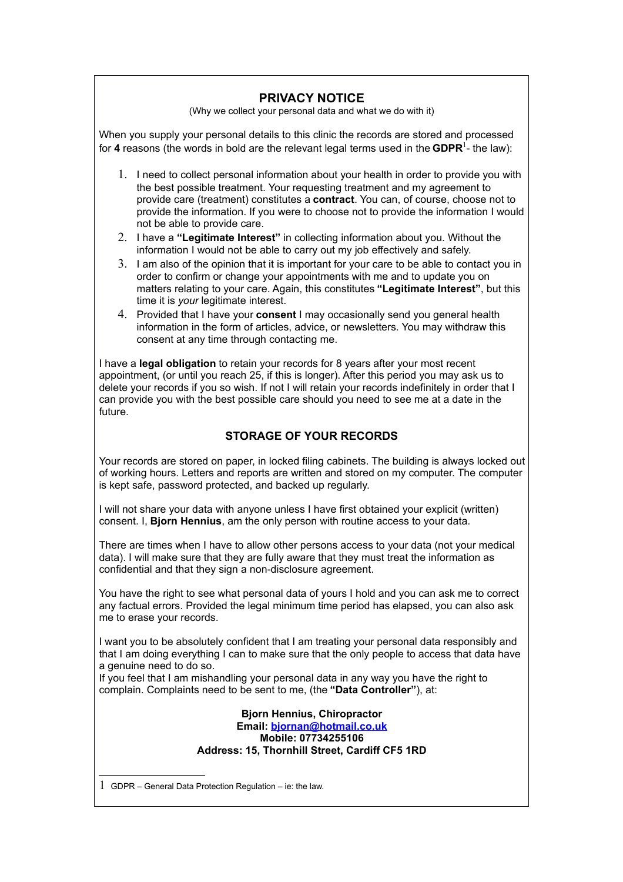## PRIVACY NOTICE

(Why we collect your personal data and what we do with it)

When you supply your personal details to this clinic the records are stored and processed for **4** reasons (the words in bold are the relevant legal terms used in the **GDPR**[1]- the law):

1. I need to collect personal information about your health in order to provide you with the best possible treatment. Your requesting treatment and my agreement to provide care (treatment) constitutes a **contract**. You can, of course, choose not to provide the information. If you were to choose not to provide the information I would not be able to provide care.
2. I have a **"Legitimate Interest"** in collecting information about you. Without the information I would not be able to carry out my job effectively and safely.
3. I am also of the opinion that it is important for your care to be able to contact you in order to confirm or change your appointments with me and to update you on matters relating to your care. Again, this constitutes **"Legitimate Interest"**, but this time it is *your* legitimate interest.
4. Provided that I have your **consent** I may occasionally send you general health information in the form of articles, advice, or newsletters. You may withdraw this consent at any time through contacting me.

I have a **legal obligation** to retain your records for 8 years after your most recent appointment, (or until you reach 25, if this is longer). After this period you may ask us to delete your records if you so wish. If not I will retain your records indefinitely in order that I can provide you with the best possible care should you need to see me at a date in the future.

### STORAGE OF YOUR RECORDS

Your records are stored on paper, in locked filing cabinets. The building is always locked out of working hours. Letters and reports are written and stored on my computer. The computer is kept safe, password protected, and backed up regularly.

I will not share your data with anyone unless I have first obtained your explicit (written) consent. I, **Bjorn Hennius**, am the only person with routine access to your data.

There are times when I have to allow other persons access to your data (not your medical data). I will make sure that they are fully aware that they must treat the information as confidential and that they sign a non-disclosure agreement.

You have the right to see what personal data of yours I hold and you can ask me to correct any factual errors. Provided the legal minimum time period has elapsed, you can also ask me to erase your records.

I want you to be absolutely confident that I am treating your personal data responsibly and that I am doing everything I can to make sure that the only people to access that data have a genuine need to do so.
If you feel that I am mishandling your personal data in any way you have the right to complain. Complaints need to be sent to me, (the **"Data Controller"**), at:

**Bjorn Hennius, Chiropractor**
**Email: bjornan@hotmail.co.uk**
**Mobile: 07734255106**
**Address: 15, Thornhill Street, Cardiff CF5 1RD**

[1] GDPR – General Data Protection Regulation – ie: the law.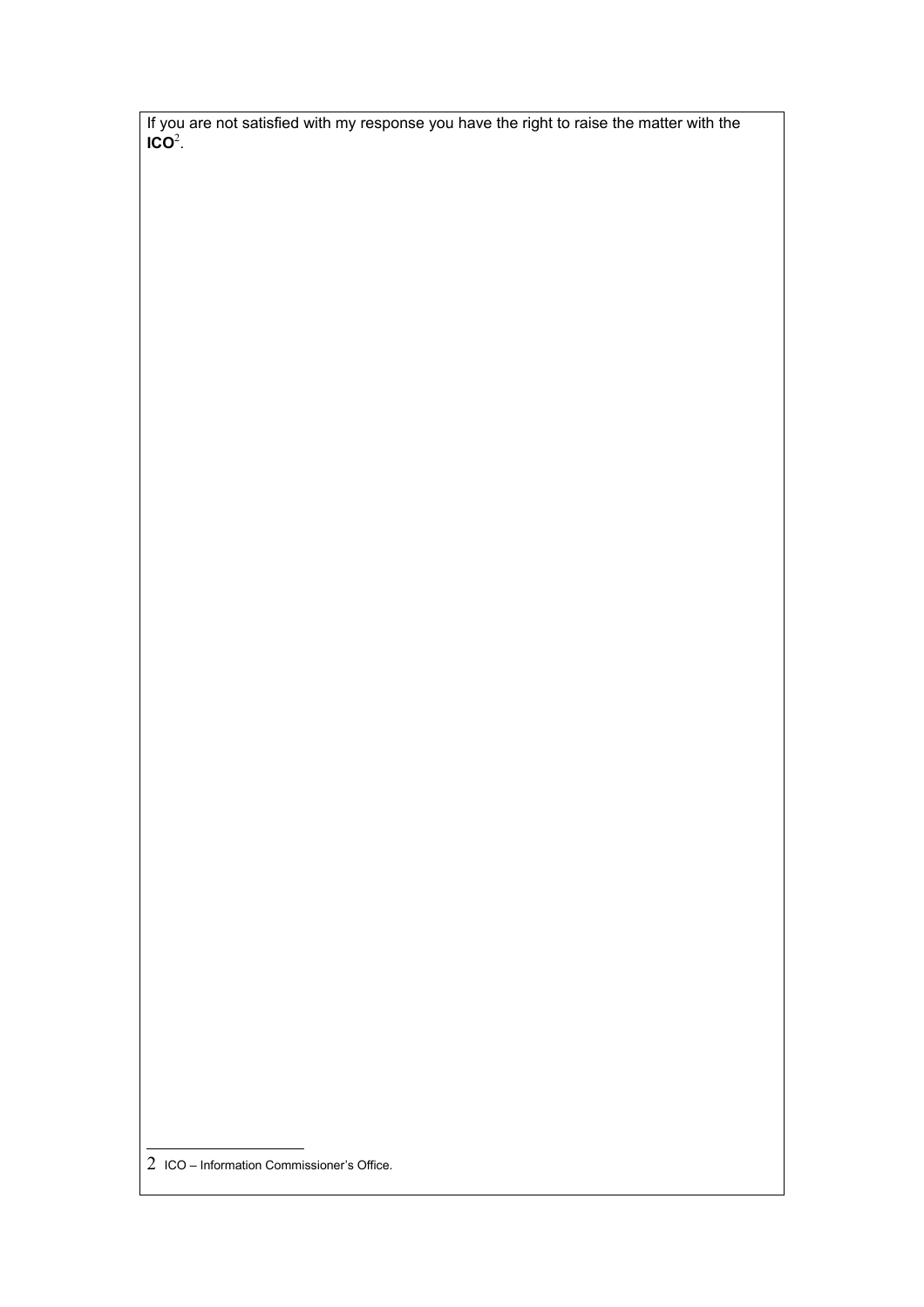If you are not satisfied with my response you have the right to raise the matter with the **ICO**[2].

---

2 ICO – Information Commissioner's Office.